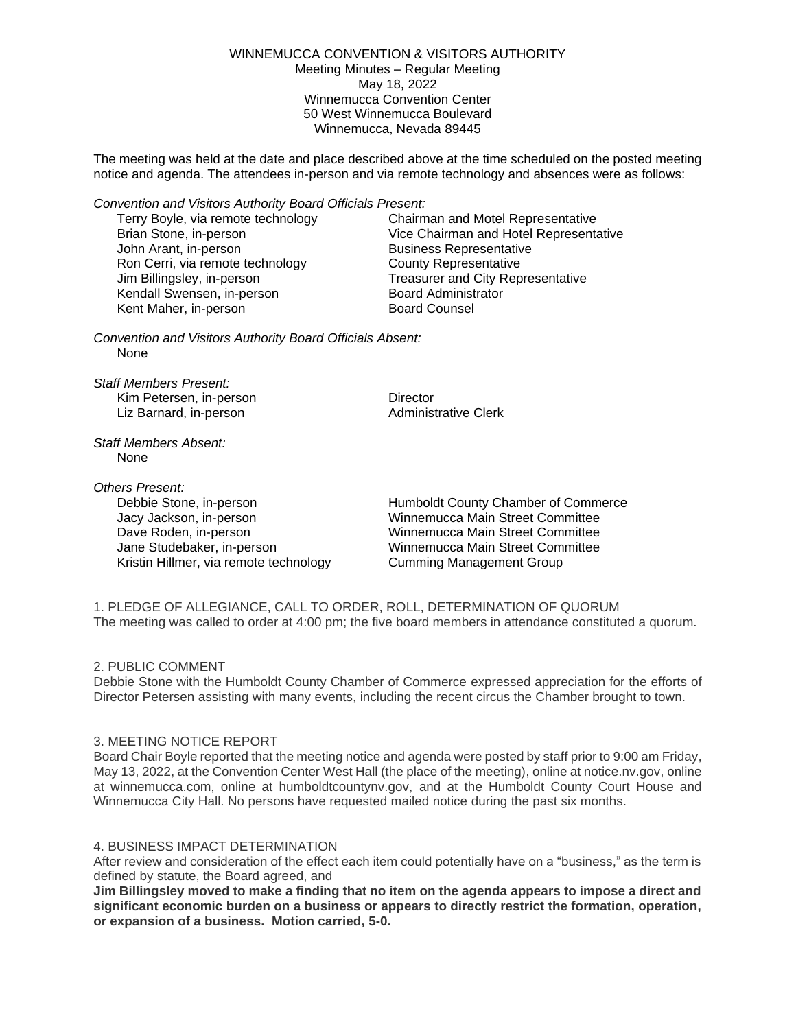WINNEMUCCA CONVENTION & VISITORS AUTHORITY
Meeting Minutes – Regular Meeting
May 18, 2022
Winnemucca Convention Center
50 West Winnemucca Boulevard
Winnemucca, Nevada 89445

The meeting was held at the date and place described above at the time scheduled on the posted meeting notice and agenda. The attendees in-person and via remote technology and absences were as follows:

*Convention and Visitors Authority Board Officials Present:*

| | |
|---|---|
| Terry Boyle, via remote technology | Chairman and Motel Representative |
| Brian Stone, in-person | Vice Chairman and Hotel Representative |
| John Arant, in-person | Business Representative |
| Ron Cerri, via remote technology | County Representative |
| Jim Billingsley, in-person | Treasurer and City Representative |
| Kendall Swensen, in-person | Board Administrator |
| Kent Maher, in-person | Board Counsel |

*Convention and Visitors Authority Board Officials Absent:*
None

*Staff Members Present:*

| | |
|---|---|
| Kim Petersen, in-person | Director |
| Liz Barnard, in-person | Administrative Clerk |

*Staff Members Absent:*
None

*Others Present:*

| | |
|---|---|
| Debbie Stone, in-person | Humboldt County Chamber of Commerce |
| Jacy Jackson, in-person | Winnemucca Main Street Committee |
| Dave Roden, in-person | Winnemucca Main Street Committee |
| Jane Studebaker, in-person | Winnemucca Main Street Committee |
| Kristin Hillmer, via remote technology | Cumming Management Group |

1. PLEDGE OF ALLEGIANCE, CALL TO ORDER, ROLL, DETERMINATION OF QUORUM
The meeting was called to order at 4:00 pm; the five board members in attendance constituted a quorum.

2. PUBLIC COMMENT
Debbie Stone with the Humboldt County Chamber of Commerce expressed appreciation for the efforts of Director Petersen assisting with many events, including the recent circus the Chamber brought to town.

3. MEETING NOTICE REPORT
Board Chair Boyle reported that the meeting notice and agenda were posted by staff prior to 9:00 am Friday, May 13, 2022, at the Convention Center West Hall (the place of the meeting), online at notice.nv.gov, online at winnemucca.com, online at humboldtcountynv.gov, and at the Humboldt County Court House and Winnemucca City Hall. No persons have requested mailed notice during the past six months.

4. BUSINESS IMPACT DETERMINATION
After review and consideration of the effect each item could potentially have on a "business," as the term is defined by statute, the Board agreed, and
**Jim Billingsley moved to make a finding that no item on the agenda appears to impose a direct and significant economic burden on a business or appears to directly restrict the formation, operation, or expansion of a business. Motion carried, 5-0.**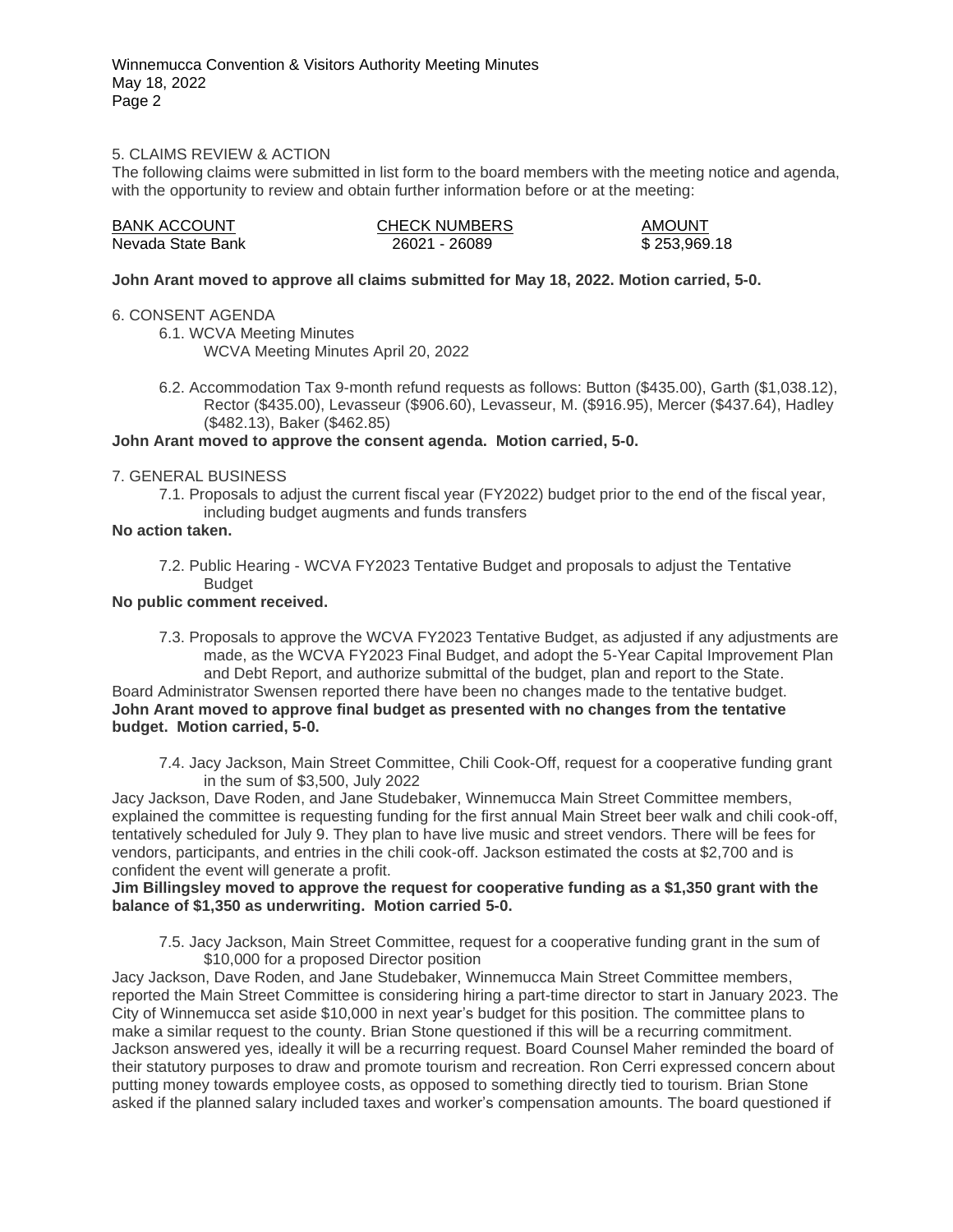5. CLAIMS REVIEW & ACTION

The following claims were submitted in list form to the board members with the meeting notice and agenda, with the opportunity to review and obtain further information before or at the meeting:

| BANK ACCOUNT | CHECK NUMBERS | AMOUNT |
|---|---|---|
| Nevada State Bank | 26021 - 26089 | $ 253,969.18 |

**John Arant moved to approve all claims submitted for May 18, 2022. Motion carried, 5-0.**

6. CONSENT AGENDA

6.1. WCVA Meeting Minutes
WCVA Meeting Minutes April 20, 2022

6.2. Accommodation Tax 9-month refund requests as follows: Button ($435.00), Garth ($1,038.12), Rector ($435.00), Levasseur ($906.60), Levasseur, M. ($916.95), Mercer ($437.64), Hadley ($482.13), Baker ($462.85)

**John Arant moved to approve the consent agenda. Motion carried, 5-0.**

7. GENERAL BUSINESS

7.1. Proposals to adjust the current fiscal year (FY2022) budget prior to the end of the fiscal year, including budget augments and funds transfers

**No action taken.**

7.2. Public Hearing - WCVA FY2023 Tentative Budget and proposals to adjust the Tentative Budget

**No public comment received.**

7.3. Proposals to approve the WCVA FY2023 Tentative Budget, as adjusted if any adjustments are made, as the WCVA FY2023 Final Budget, and adopt the 5-Year Capital Improvement Plan and Debt Report, and authorize submittal of the budget, plan and report to the State.

Board Administrator Swensen reported there have been no changes made to the tentative budget.
**John Arant moved to approve final budget as presented with no changes from the tentative budget. Motion carried, 5-0.**

7.4. Jacy Jackson, Main Street Committee, Chili Cook-Off, request for a cooperative funding grant in the sum of $3,500, July 2022

Jacy Jackson, Dave Roden, and Jane Studebaker, Winnemucca Main Street Committee members, explained the committee is requesting funding for the first annual Main Street beer walk and chili cook-off, tentatively scheduled for July 9. They plan to have live music and street vendors. There will be fees for vendors, participants, and entries in the chili cook-off. Jackson estimated the costs at $2,700 and is confident the event will generate a profit.

**Jim Billingsley moved to approve the request for cooperative funding as a $1,350 grant with the balance of $1,350 as underwriting. Motion carried 5-0.**

7.5. Jacy Jackson, Main Street Committee, request for a cooperative funding grant in the sum of $10,000 for a proposed Director position

Jacy Jackson, Dave Roden, and Jane Studebaker, Winnemucca Main Street Committee members, reported the Main Street Committee is considering hiring a part-time director to start in January 2023. The City of Winnemucca set aside $10,000 in next year's budget for this position. The committee plans to make a similar request to the county. Brian Stone questioned if this will be a recurring commitment. Jackson answered yes, ideally it will be a recurring request. Board Counsel Maher reminded the board of their statutory purposes to draw and promote tourism and recreation. Ron Cerri expressed concern about putting money towards employee costs, as opposed to something directly tied to tourism. Brian Stone asked if the planned salary included taxes and worker's compensation amounts. The board questioned if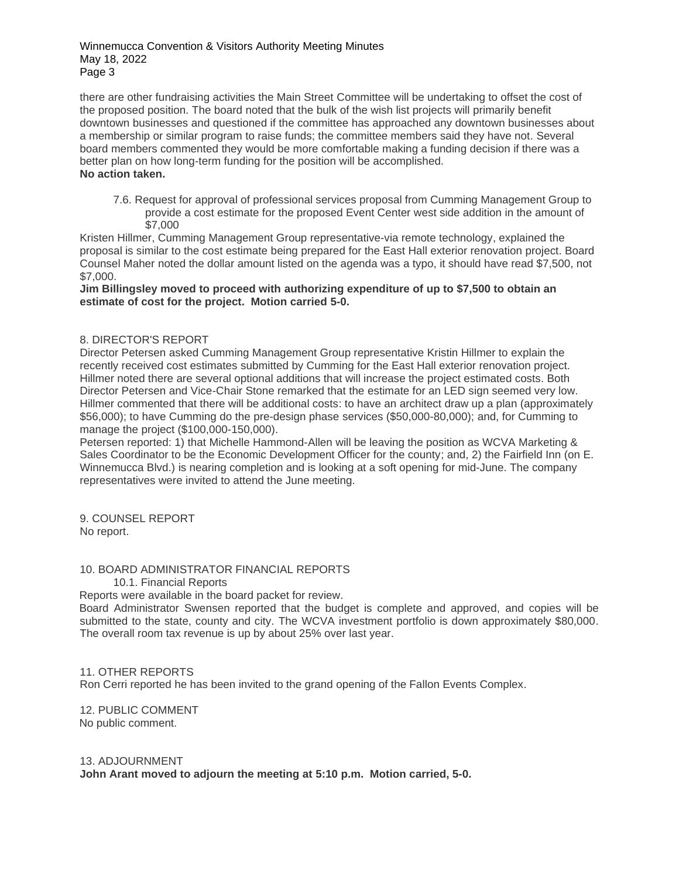there are other fundraising activities the Main Street Committee will be undertaking to offset the cost of the proposed position. The board noted that the bulk of the wish list projects will primarily benefit downtown businesses and questioned if the committee has approached any downtown businesses about a membership or similar program to raise funds; the committee members said they have not. Several board members commented they would be more comfortable making a funding decision if there was a better plan on how long-term funding for the position will be accomplished.
**No action taken.**

7.6. Request for approval of professional services proposal from Cumming Management Group to provide a cost estimate for the proposed Event Center west side addition in the amount of $7,000

Kristen Hillmer, Cumming Management Group representative-via remote technology, explained the proposal is similar to the cost estimate being prepared for the East Hall exterior renovation project. Board Counsel Maher noted the dollar amount listed on the agenda was a typo, it should have read $7,500, not $7,000.
**Jim Billingsley moved to proceed with authorizing expenditure of up to $7,500 to obtain an estimate of cost for the project. Motion carried 5-0.**

8. DIRECTOR'S REPORT

Director Petersen asked Cumming Management Group representative Kristin Hillmer to explain the recently received cost estimates submitted by Cumming for the East Hall exterior renovation project. Hillmer noted there are several optional additions that will increase the project estimated costs. Both Director Petersen and Vice-Chair Stone remarked that the estimate for an LED sign seemed very low. Hillmer commented that there will be additional costs: to have an architect draw up a plan (approximately $56,000); to have Cumming do the pre-design phase services ($50,000-80,000); and, for Cumming to manage the project ($100,000-150,000).
Petersen reported: 1) that Michelle Hammond-Allen will be leaving the position as WCVA Marketing & Sales Coordinator to be the Economic Development Officer for the county; and, 2) the Fairfield Inn (on E. Winnemucca Blvd.) is nearing completion and is looking at a soft opening for mid-June. The company representatives were invited to attend the June meeting.

9. COUNSEL REPORT

No report.

10. BOARD ADMINISTRATOR FINANCIAL REPORTS

10.1. Financial Reports

Reports were available in the board packet for review.
Board Administrator Swensen reported that the budget is complete and approved, and copies will be submitted to the state, county and city. The WCVA investment portfolio is down approximately $80,000. The overall room tax revenue is up by about 25% over last year.

11. OTHER REPORTS

Ron Cerri reported he has been invited to the grand opening of the Fallon Events Complex.

12. PUBLIC COMMENT

No public comment.

13. ADJOURNMENT

**John Arant moved to adjourn the meeting at 5:10 p.m. Motion carried, 5-0.**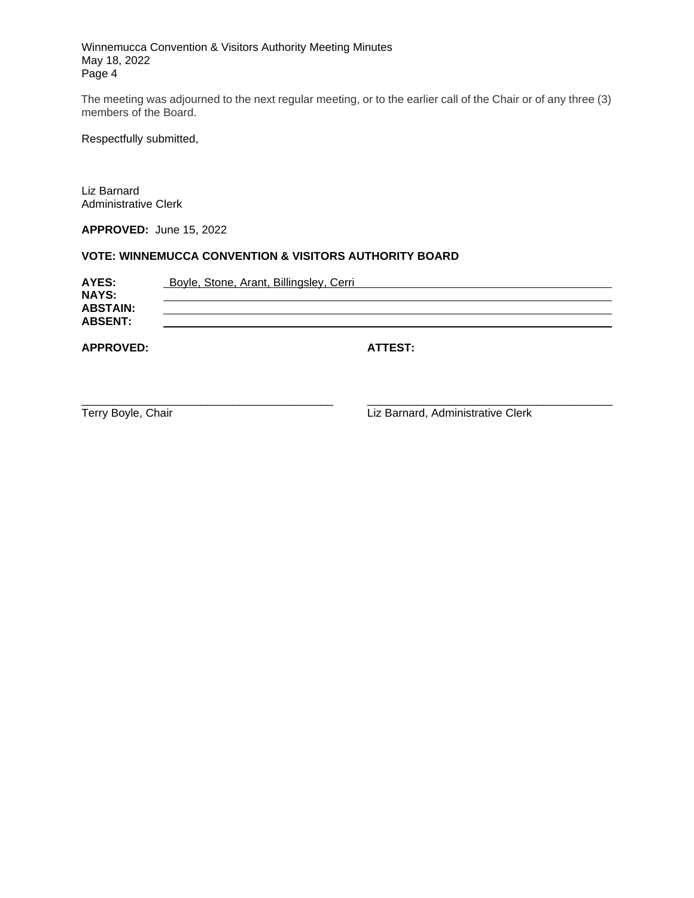The meeting was adjourned to the next regular meeting, or to the earlier call of the Chair or of any three (3) members of the Board.

Respectfully submitted,

Liz Barnard
Administrative Clerk

**APPROVED:** June 15, 2022

**VOTE: WINNEMUCCA CONVENTION & VISITORS AUTHORITY BOARD**

| | |
|---|---|
| **AYES:** | Boyle, Stone, Arant, Billingsley, Cerri |
| **NAYS:** | |
| **ABSTAIN:** | |
| **ABSENT:** | |

**APPROVED:**

\_\_\_\_\_\_\_\_\_\_\_\_\_\_\_\_\_\_\_\_\_\_\_\_\_\_\_\_\_\_\_\_\_\_\_\_\_\_\_\_
Terry Boyle, Chair

**ATTEST:**

\_\_\_\_\_\_\_\_\_\_\_\_\_\_\_\_\_\_\_\_\_\_\_\_\_\_\_\_\_\_\_\_\_\_\_\_\_\_\_\_
Liz Barnard, Administrative Clerk